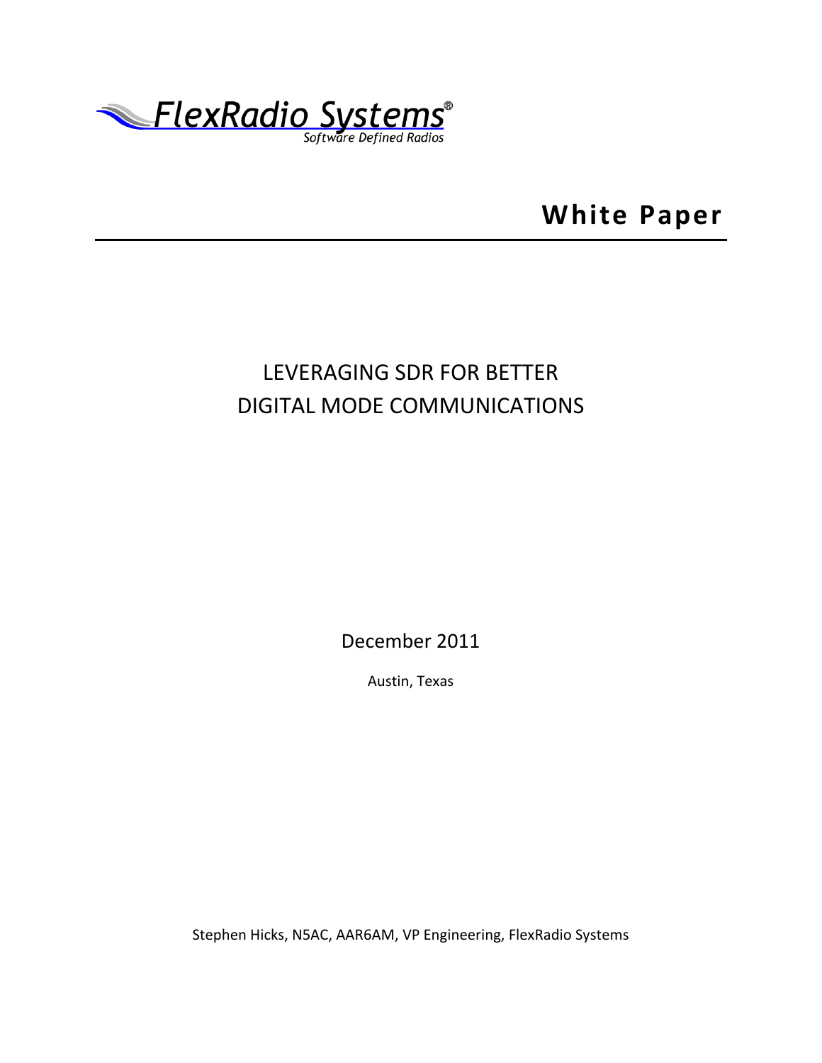FlexRadio Systems®

*Software Defined Radios*

# White Paper

---

## LEVERAGING SDR FOR BETTER DIGITAL MODE COMMUNICATIONS

December 2011

Austin, Texas

Stephen Hicks, N5AC, AAR6AM, VP Engineering, FlexRadio Systems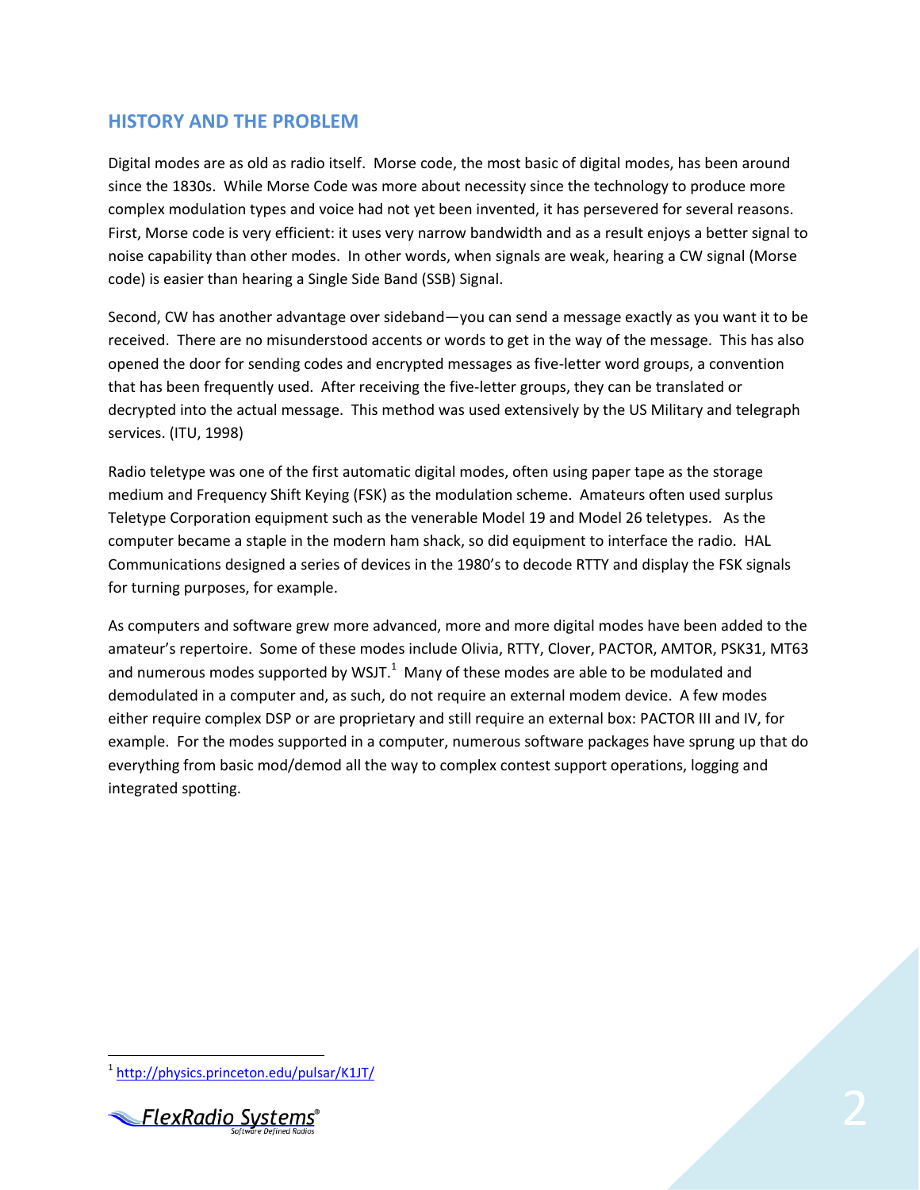## HISTORY AND THE PROBLEM

Digital modes are as old as radio itself. Morse code, the most basic of digital modes, has been around since the 1830s. While Morse Code was more about necessity since the technology to produce more complex modulation types and voice had not yet been invented, it has persevered for several reasons. First, Morse code is very efficient: it uses very narrow bandwidth and as a result enjoys a better signal to noise capability than other modes. In other words, when signals are weak, hearing a CW signal (Morse code) is easier than hearing a Single Side Band (SSB) Signal.

Second, CW has another advantage over sideband—you can send a message exactly as you want it to be received. There are no misunderstood accents or words to get in the way of the message. This has also opened the door for sending codes and encrypted messages as five-letter word groups, a convention that has been frequently used. After receiving the five-letter groups, they can be translated or decrypted into the actual message. This method was used extensively by the US Military and telegraph services. (ITU, 1998)

Radio teletype was one of the first automatic digital modes, often using paper tape as the storage medium and Frequency Shift Keying (FSK) as the modulation scheme. Amateurs often used surplus Teletype Corporation equipment such as the venerable Model 19 and Model 26 teletypes. As the computer became a staple in the modern ham shack, so did equipment to interface the radio. HAL Communications designed a series of devices in the 1980's to decode RTTY and display the FSK signals for turning purposes, for example.

As computers and software grew more advanced, more and more digital modes have been added to the amateur's repertoire. Some of these modes include Olivia, RTTY, Clover, PACTOR, AMTOR, PSK31, MT63 and numerous modes supported by WSJT.[1] Many of these modes are able to be modulated and demodulated in a computer and, as such, do not require an external modem device. A few modes either require complex DSP or are proprietary and still require an external box: PACTOR III and IV, for example. For the modes supported in a computer, numerous software packages have sprung up that do everything from basic mod/demod all the way to complex contest support operations, logging and integrated spotting.

[1] http://physics.princeton.edu/pulsar/K1JT/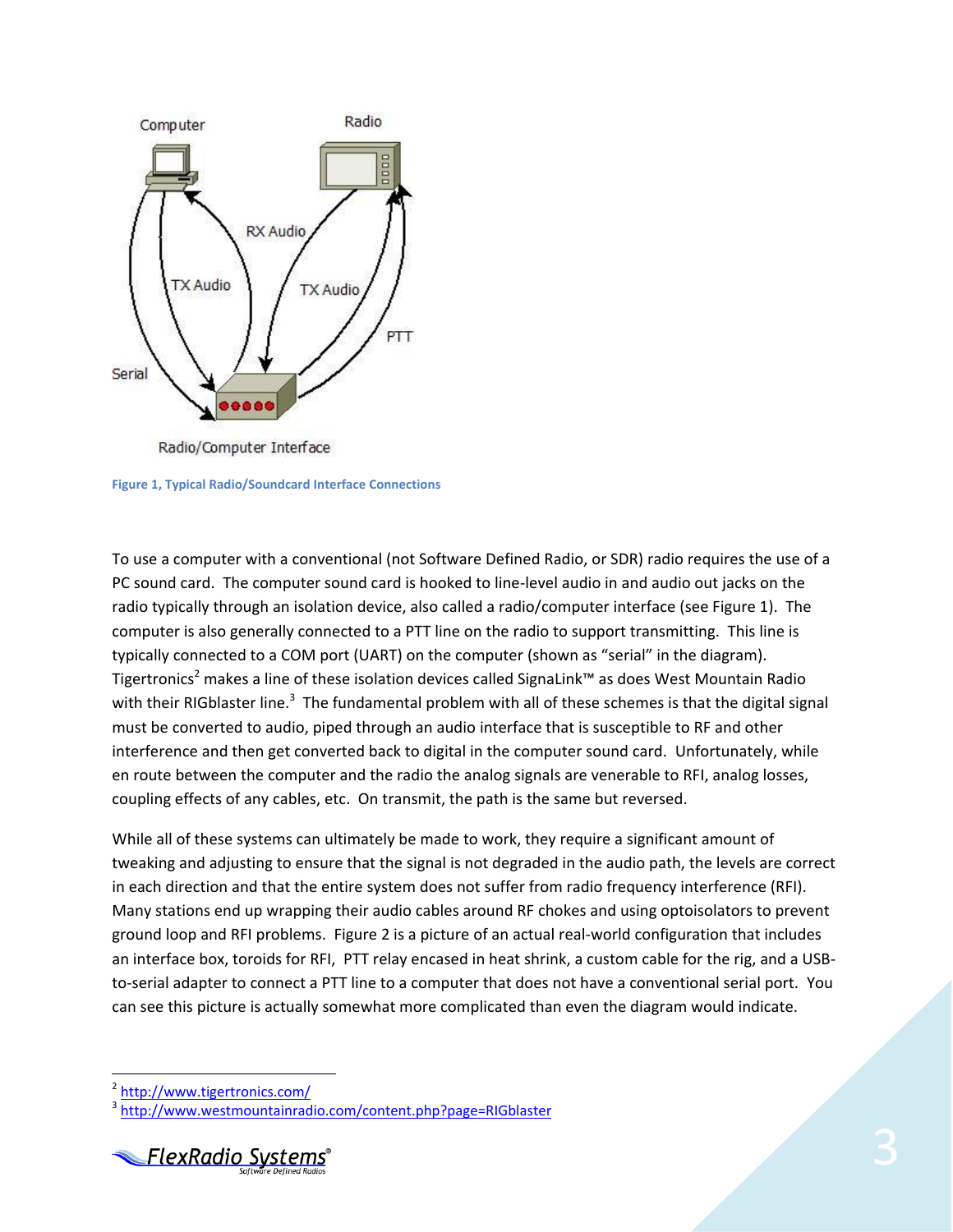Figure 1, Typical Radio/Soundcard Interface Connections

To use a computer with a conventional (not Software Defined Radio, or SDR) radio requires the use of a PC sound card. The computer sound card is hooked to line-level audio in and audio out jacks on the radio typically through an isolation device, also called a radio/computer interface (see Figure 1). The computer is also generally connected to a PTT line on the radio to support transmitting. This line is typically connected to a COM port (UART) on the computer (shown as "serial" in the diagram). Tigertronics[2] makes a line of these isolation devices called SignaLink™ as does West Mountain Radio with their RIGblaster line.[3] The fundamental problem with all of these schemes is that the digital signal must be converted to audio, piped through an audio interface that is susceptible to RF and other interference and then get converted back to digital in the computer sound card. Unfortunately, while en route between the computer and the radio the analog signals are venerable to RFI, analog losses, coupling effects of any cables, etc. On transmit, the path is the same but reversed.

While all of these systems can ultimately be made to work, they require a significant amount of tweaking and adjusting to ensure that the signal is not degraded in the audio path, the levels are correct in each direction and that the entire system does not suffer from radio frequency interference (RFI). Many stations end up wrapping their audio cables around RF chokes and using optoisolators to prevent ground loop and RFI problems. Figure 2 is a picture of an actual real-world configuration that includes an interface box, toroids for RFI, PTT relay encased in heat shrink, a custom cable for the rig, and a USB-to-serial adapter to connect a PTT line to a computer that does not have a conventional serial port. You can see this picture is actually somewhat more complicated than even the diagram would indicate.

---

[2] http://www.tigertronics.com/

[3] http://www.westmountainradio.com/content.php?page=RIGblaster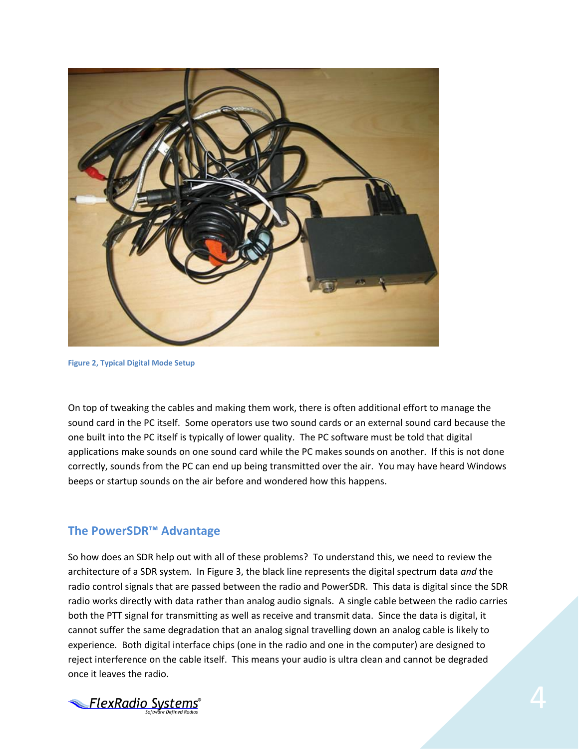Figure 2, Typical Digital Mode Setup

On top of tweaking the cables and making them work, there is often additional effort to manage the sound card in the PC itself. Some operators use two sound cards or an external sound card because the one built into the PC itself is typically of lower quality. The PC software must be told that digital applications make sounds on one sound card while the PC makes sounds on another. If this is not done correctly, sounds from the PC can end up being transmitted over the air. You may have heard Windows beeps or startup sounds on the air before and wondered how this happens.

## The PowerSDR™ Advantage

So how does an SDR help out with all of these problems? To understand this, we need to review the architecture of a SDR system. In Figure 3, the black line represents the digital spectrum data *and* the radio control signals that are passed between the radio and PowerSDR. This data is digital since the SDR radio works directly with data rather than analog audio signals. A single cable between the radio carries both the PTT signal for transmitting as well as receive and transmit data. Since the data is digital, it cannot suffer the same degradation that an analog signal travelling down an analog cable is likely to experience. Both digital interface chips (one in the radio and one in the computer) are designed to reject interference on the cable itself. This means your audio is ultra clean and cannot be degraded once it leaves the radio.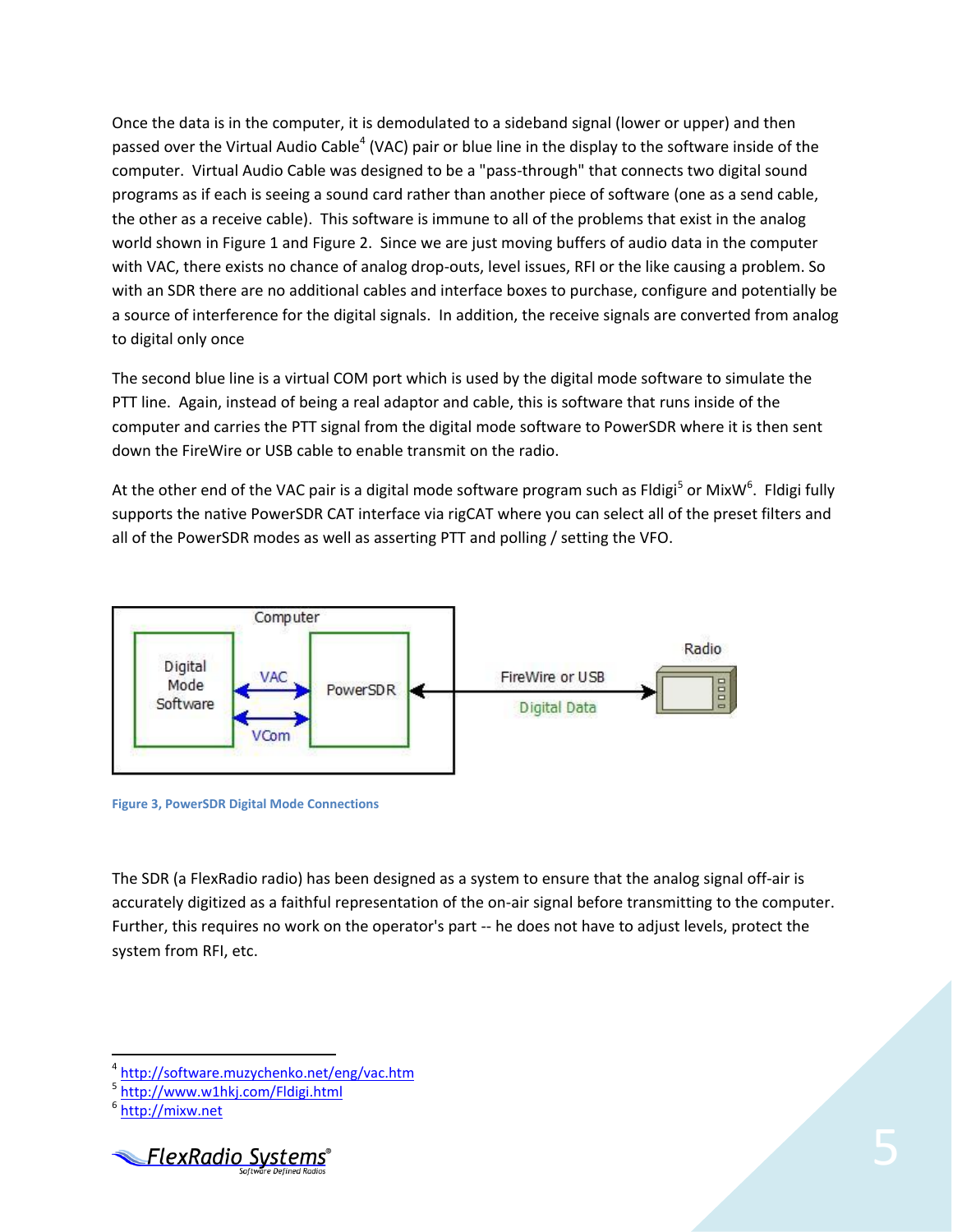Once the data is in the computer, it is demodulated to a sideband signal (lower or upper) and then passed over the Virtual Audio Cable[4] (VAC) pair or blue line in the display to the software inside of the computer. Virtual Audio Cable was designed to be a "pass-through" that connects two digital sound programs as if each is seeing a sound card rather than another piece of software (one as a send cable, the other as a receive cable). This software is immune to all of the problems that exist in the analog world shown in Figure 1 and Figure 2. Since we are just moving buffers of audio data in the computer with VAC, there exists no chance of analog drop-outs, level issues, RFI or the like causing a problem. So with an SDR there are no additional cables and interface boxes to purchase, configure and potentially be a source of interference for the digital signals. In addition, the receive signals are converted from analog to digital only once

The second blue line is a virtual COM port which is used by the digital mode software to simulate the PTT line. Again, instead of being a real adaptor and cable, this is software that runs inside of the computer and carries the PTT signal from the digital mode software to PowerSDR where it is then sent down the FireWire or USB cable to enable transmit on the radio.

At the other end of the VAC pair is a digital mode software program such as Fldigi[5] or MixW[6]. Fldigi fully supports the native PowerSDR CAT interface via rigCAT where you can select all of the preset filters and all of the PowerSDR modes as well as asserting PTT and polling / setting the VFO.

Computer | Digital Mode Software | VAC | VCom | PowerSDR | FireWire or USB | Digital Data | Radio

**Figure 3, PowerSDR Digital Mode Connections**

The SDR (a FlexRadio radio) has been designed as a system to ensure that the analog signal off-air is accurately digitized as a faithful representation of the on-air signal before transmitting to the computer. Further, this requires no work on the operator's part -- he does not have to adjust levels, protect the system from RFI, etc.

---

[4] http://software.muzychenko.net/eng/vac.htm
[5] http://www.w1hkj.com/Fldigi.html
[6] http://mixw.net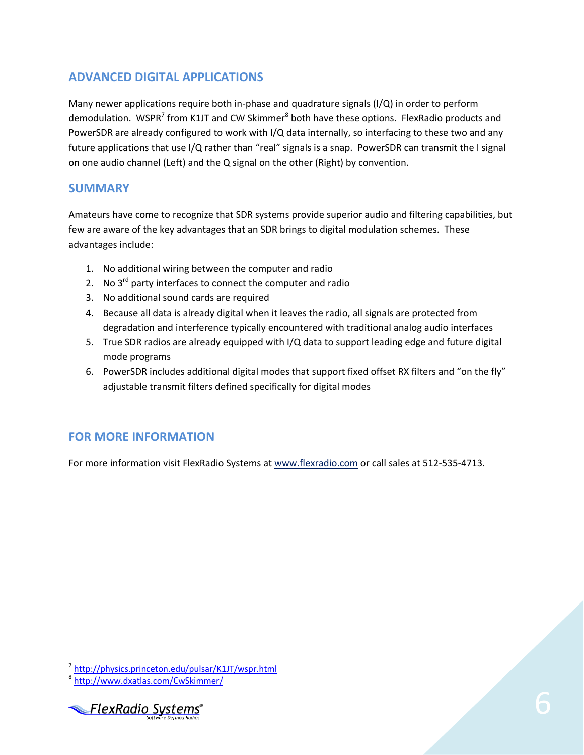## ADVANCED DIGITAL APPLICATIONS

Many newer applications require both in-phase and quadrature signals (I/Q) in order to perform demodulation. WSPR[7] from K1JT and CW Skimmer[8] both have these options. FlexRadio products and PowerSDR are already configured to work with I/Q data internally, so interfacing to these two and any future applications that use I/Q rather than "real" signals is a snap. PowerSDR can transmit the I signal on one audio channel (Left) and the Q signal on the other (Right) by convention.

## SUMMARY

Amateurs have come to recognize that SDR systems provide superior audio and filtering capabilities, but few are aware of the key advantages that an SDR brings to digital modulation schemes. These advantages include:

1. No additional wiring between the computer and radio
2. No 3rd party interfaces to connect the computer and radio
3. No additional sound cards are required
4. Because all data is already digital when it leaves the radio, all signals are protected from degradation and interference typically encountered with traditional analog audio interfaces
5. True SDR radios are already equipped with I/Q data to support leading edge and future digital mode programs
6. PowerSDR includes additional digital modes that support fixed offset RX filters and "on the fly" adjustable transmit filters defined specifically for digital modes

## FOR MORE INFORMATION

For more information visit FlexRadio Systems at www.flexradio.com or call sales at 512-535-4713.

[7] http://physics.princeton.edu/pulsar/K1JT/wspr.html
[8] http://www.dxatlas.com/CwSkimmer/